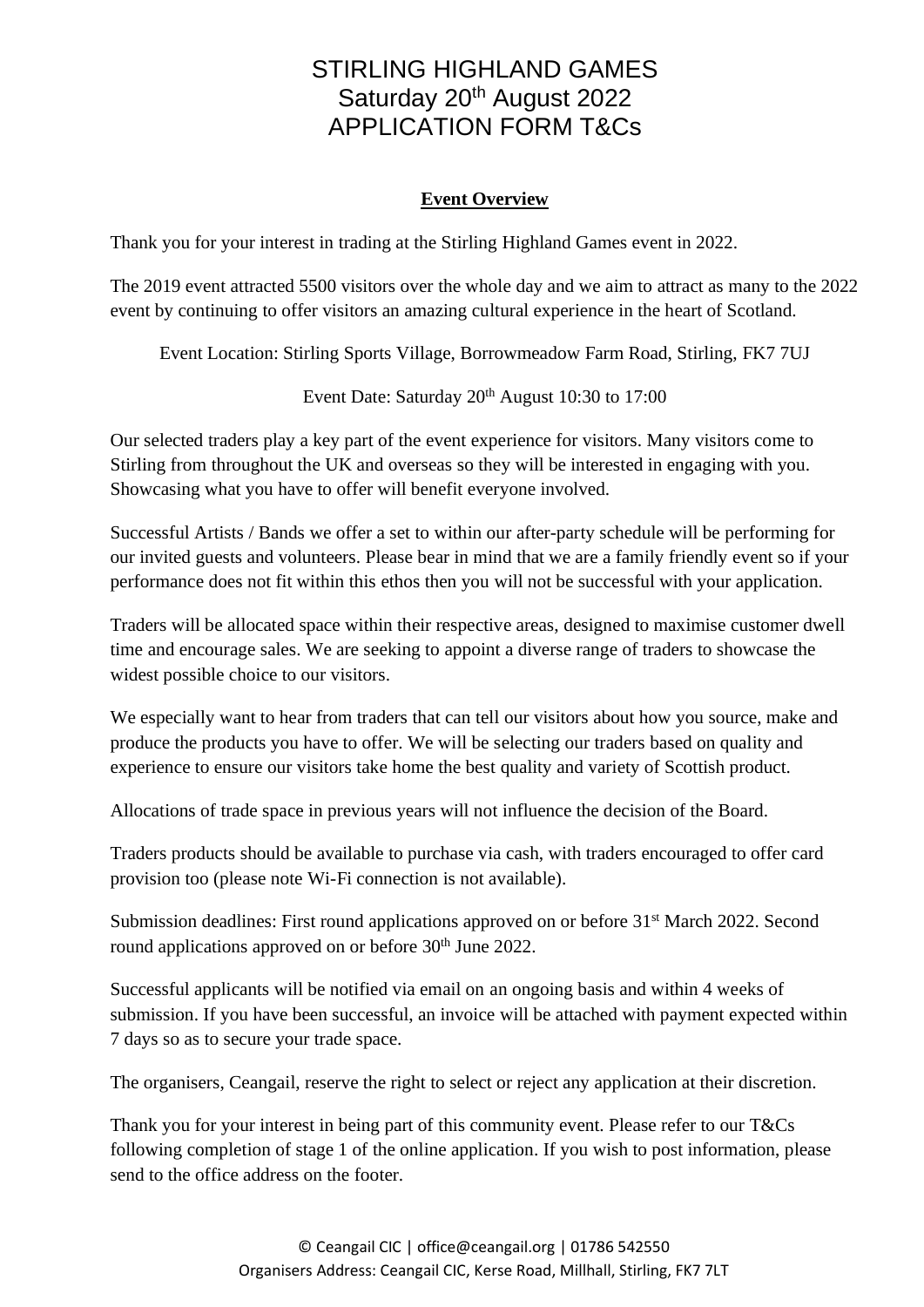# STIRLING HIGHLAND GAMES
# Saturday 20th August 2022
# APPLICATION FORM T&Cs

## Event Overview

Thank you for your interest in trading at the Stirling Highland Games event in 2022.

The 2019 event attracted 5500 visitors over the whole day and we aim to attract as many to the 2022 event by continuing to offer visitors an amazing cultural experience in the heart of Scotland.

Event Location: Stirling Sports Village, Borrowmeadow Farm Road, Stirling, FK7 7UJ

Event Date: Saturday 20th August 10:30 to 17:00

Our selected traders play a key part of the event experience for visitors. Many visitors come to Stirling from throughout the UK and overseas so they will be interested in engaging with you. Showcasing what you have to offer will benefit everyone involved.

Successful Artists / Bands we offer a set to within our after-party schedule will be performing for our invited guests and volunteers. Please bear in mind that we are a family friendly event so if your performance does not fit within this ethos then you will not be successful with your application.

Traders will be allocated space within their respective areas, designed to maximise customer dwell time and encourage sales. We are seeking to appoint a diverse range of traders to showcase the widest possible choice to our visitors.

We especially want to hear from traders that can tell our visitors about how you source, make and produce the products you have to offer. We will be selecting our traders based on quality and experience to ensure our visitors take home the best quality and variety of Scottish product.

Allocations of trade space in previous years will not influence the decision of the Board.

Traders products should be available to purchase via cash, with traders encouraged to offer card provision too (please note Wi-Fi connection is not available).

Submission deadlines: First round applications approved on or before 31st March 2022. Second round applications approved on or before 30th June 2022.

Successful applicants will be notified via email on an ongoing basis and within 4 weeks of submission. If you have been successful, an invoice will be attached with payment expected within 7 days so as to secure your trade space.

The organisers, Ceangail, reserve the right to select or reject any application at their discretion.

Thank you for your interest in being part of this community event. Please refer to our T&Cs following completion of stage 1 of the online application. If you wish to post information, please send to the office address on the footer.

© Ceangail CIC | office@ceangail.org | 01786 542550
Organisers Address: Ceangail CIC, Kerse Road, Millhall, Stirling, FK7 7LT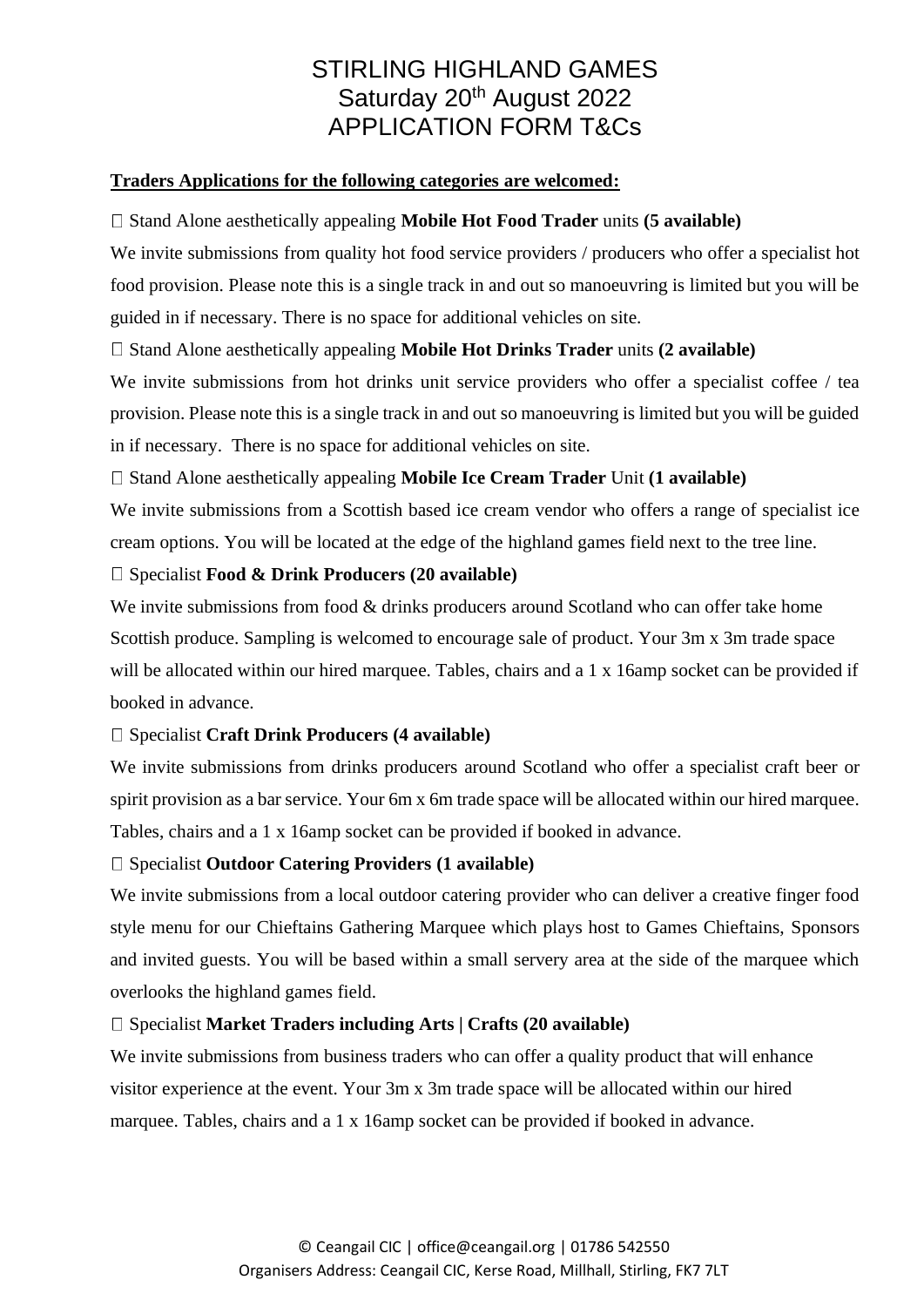# STIRLING HIGHLAND GAMES
## Saturday 20th August 2022
## APPLICATION FORM T&Cs

**Traders Applications for the following categories are welcomed:**

- Stand Alone aesthetically appealing **Mobile Hot Food Trader** units **(5 available)**

We invite submissions from quality hot food service providers / producers who offer a specialist hot food provision. Please note this is a single track in and out so manoeuvring is limited but you will be guided in if necessary. There is no space for additional vehicles on site.

- Stand Alone aesthetically appealing **Mobile Hot Drinks Trader** units **(2 available)**

We invite submissions from hot drinks unit service providers who offer a specialist coffee / tea provision. Please note this is a single track in and out so manoeuvring is limited but you will be guided in if necessary. There is no space for additional vehicles on site.

- Stand Alone aesthetically appealing **Mobile Ice Cream Trader** Unit **(1 available)**

We invite submissions from a Scottish based ice cream vendor who offers a range of specialist ice cream options. You will be located at the edge of the highland games field next to the tree line.

- Specialist **Food & Drink Producers (20 available)**

We invite submissions from food & drinks producers around Scotland who can offer take home Scottish produce. Sampling is welcomed to encourage sale of product. Your 3m x 3m trade space will be allocated within our hired marquee. Tables, chairs and a 1 x 16amp socket can be provided if booked in advance.

- Specialist **Craft Drink Producers (4 available)**

We invite submissions from drinks producers around Scotland who offer a specialist craft beer or spirit provision as a bar service. Your 6m x 6m trade space will be allocated within our hired marquee. Tables, chairs and a 1 x 16amp socket can be provided if booked in advance.

- Specialist **Outdoor Catering Providers (1 available)**

We invite submissions from a local outdoor catering provider who can deliver a creative finger food style menu for our Chieftains Gathering Marquee which plays host to Games Chieftains, Sponsors and invited guests. You will be based within a small servery area at the side of the marquee which overlooks the highland games field.

- Specialist **Market Traders including Arts | Crafts (20 available)**

We invite submissions from business traders who can offer a quality product that will enhance visitor experience at the event. Your 3m x 3m trade space will be allocated within our hired marquee. Tables, chairs and a 1 x 16amp socket can be provided if booked in advance.

© Ceangail CIC | office@ceangail.org | 01786 542550
Organisers Address: Ceangail CIC, Kerse Road, Millhall, Stirling, FK7 7LT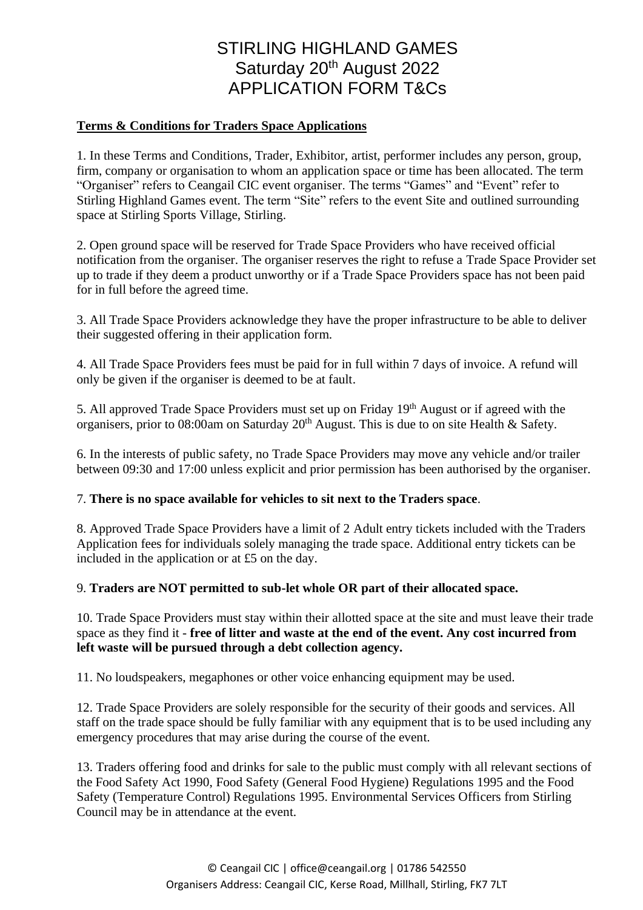# STIRLING HIGHLAND GAMES
# Saturday 20th August 2022
# APPLICATION FORM T&Cs

**Terms & Conditions for Traders Space Applications**

1. In these Terms and Conditions, Trader, Exhibitor, artist, performer includes any person, group, firm, company or organisation to whom an application space or time has been allocated. The term "Organiser" refers to Ceangail CIC event organiser. The terms "Games" and "Event" refer to Stirling Highland Games event. The term "Site" refers to the event Site and outlined surrounding space at Stirling Sports Village, Stirling.

2. Open ground space will be reserved for Trade Space Providers who have received official notification from the organiser. The organiser reserves the right to refuse a Trade Space Provider set up to trade if they deem a product unworthy or if a Trade Space Providers space has not been paid for in full before the agreed time.

3. All Trade Space Providers acknowledge they have the proper infrastructure to be able to deliver their suggested offering in their application form.

4. All Trade Space Providers fees must be paid for in full within 7 days of invoice. A refund will only be given if the organiser is deemed to be at fault.

5. All approved Trade Space Providers must set up on Friday 19th August or if agreed with the organisers, prior to 08:00am on Saturday 20th August. This is due to on site Health & Safety.

6. In the interests of public safety, no Trade Space Providers may move any vehicle and/or trailer between 09:30 and 17:00 unless explicit and prior permission has been authorised by the organiser.

7. **There is no space available for vehicles to sit next to the Traders space**.

8. Approved Trade Space Providers have a limit of 2 Adult entry tickets included with the Traders Application fees for individuals solely managing the trade space. Additional entry tickets can be included in the application or at £5 on the day.

9. **Traders are NOT permitted to sub-let whole OR part of their allocated space.**

10. Trade Space Providers must stay within their allotted space at the site and must leave their trade space as they find it - **free of litter and waste at the end of the event. Any cost incurred from left waste will be pursued through a debt collection agency.**

11. No loudspeakers, megaphones or other voice enhancing equipment may be used.

12. Trade Space Providers are solely responsible for the security of their goods and services. All staff on the trade space should be fully familiar with any equipment that is to be used including any emergency procedures that may arise during the course of the event.

13. Traders offering food and drinks for sale to the public must comply with all relevant sections of the Food Safety Act 1990, Food Safety (General Food Hygiene) Regulations 1995 and the Food Safety (Temperature Control) Regulations 1995. Environmental Services Officers from Stirling Council may be in attendance at the event.

© Ceangail CIC | office@ceangail.org | 01786 542550
Organisers Address: Ceangail CIC, Kerse Road, Millhall, Stirling, FK7 7LT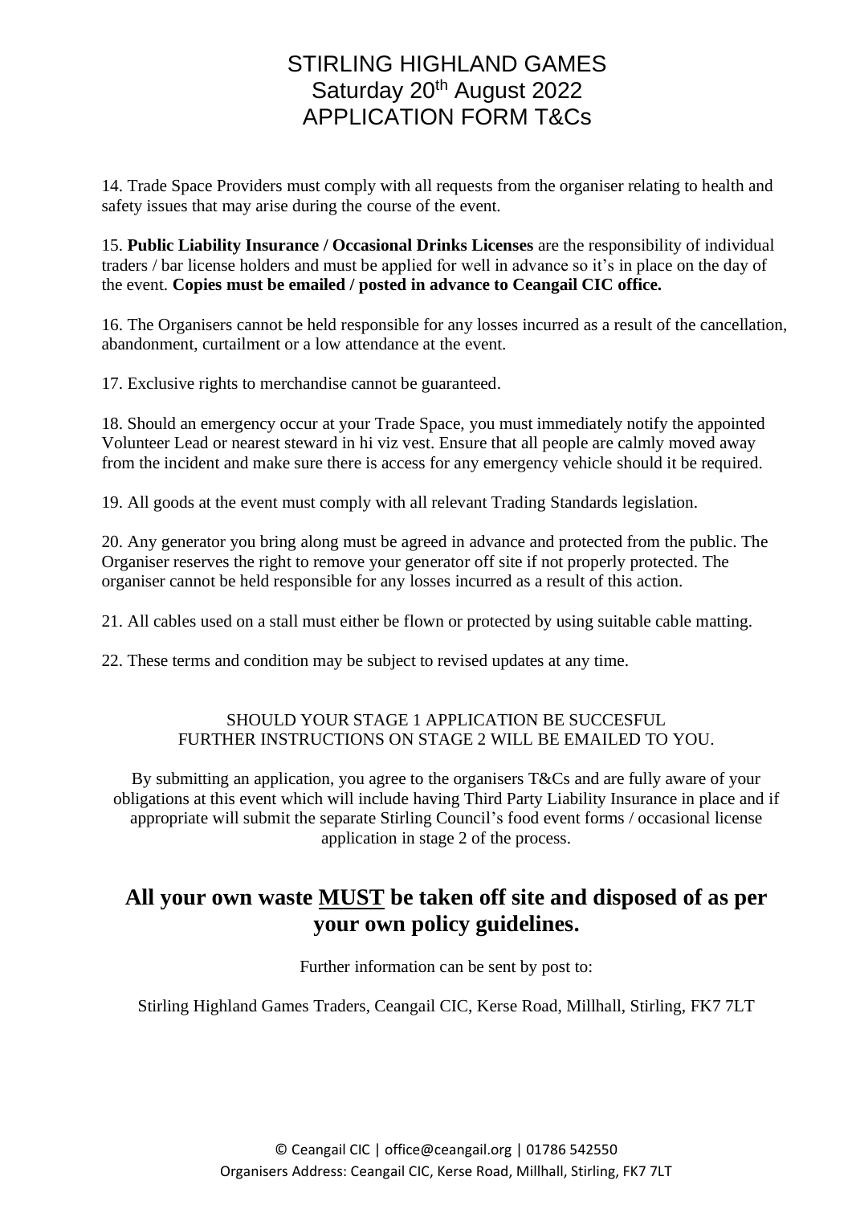# STIRLING HIGHLAND GAMES
# Saturday 20th August 2022
# APPLICATION FORM T&Cs

14. Trade Space Providers must comply with all requests from the organiser relating to health and safety issues that may arise during the course of the event.

15. **Public Liability Insurance / Occasional Drinks Licenses** are the responsibility of individual traders / bar license holders and must be applied for well in advance so it's in place on the day of the event. **Copies must be emailed / posted in advance to Ceangail CIC office.**

16. The Organisers cannot be held responsible for any losses incurred as a result of the cancellation, abandonment, curtailment or a low attendance at the event.

17. Exclusive rights to merchandise cannot be guaranteed.

18. Should an emergency occur at your Trade Space, you must immediately notify the appointed Volunteer Lead or nearest steward in hi viz vest. Ensure that all people are calmly moved away from the incident and make sure there is access for any emergency vehicle should it be required.

19. All goods at the event must comply with all relevant Trading Standards legislation.

20. Any generator you bring along must be agreed in advance and protected from the public. The Organiser reserves the right to remove your generator off site if not properly protected. The organiser cannot be held responsible for any losses incurred as a result of this action.

21. All cables used on a stall must either be flown or protected by using suitable cable matting.

22. These terms and condition may be subject to revised updates at any time.

SHOULD YOUR STAGE 1 APPLICATION BE SUCCESFUL
FURTHER INSTRUCTIONS ON STAGE 2 WILL BE EMAILED TO YOU.

By submitting an application, you agree to the organisers T&Cs and are fully aware of your obligations at this event which will include having Third Party Liability Insurance in place and if appropriate will submit the separate Stirling Council's food event forms / occasional license application in stage 2 of the process.

## All your own waste <u>MUST</u> be taken off site and disposed of as per your own policy guidelines.

Further information can be sent by post to:

Stirling Highland Games Traders, Ceangail CIC, Kerse Road, Millhall, Stirling, FK7 7LT

© Ceangail CIC | office@ceangail.org | 01786 542550
Organisers Address: Ceangail CIC, Kerse Road, Millhall, Stirling, FK7 7LT